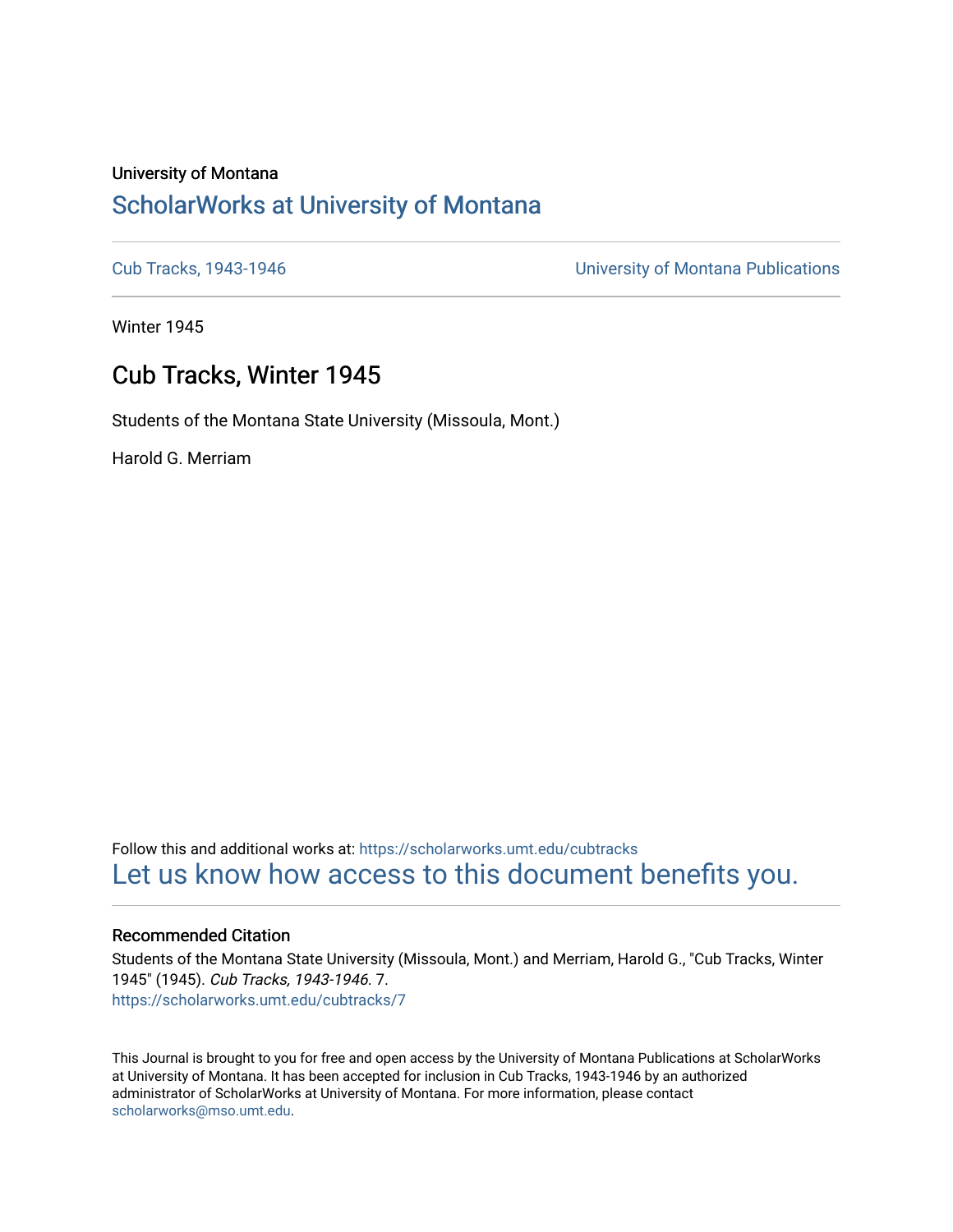University of Montana

# ScholarWorks at University of Montana

Cub Tracks, 1943-1946 | University of Montana Publications

Winter 1945

## Cub Tracks, Winter 1945

Students of the Montana State University (Missoula, Mont.)

Harold G. Merriam

Follow this and additional works at: https://scholarworks.umt.edu/cubtracks

Let us know how access to this document benefits you.

### Recommended Citation

Students of the Montana State University (Missoula, Mont.) and Merriam, Harold G., "Cub Tracks, Winter 1945" (1945). *Cub Tracks, 1943-1946*. 7.
https://scholarworks.umt.edu/cubtracks/7

This Journal is brought to you for free and open access by the University of Montana Publications at ScholarWorks at University of Montana. It has been accepted for inclusion in Cub Tracks, 1943-1946 by an authorized administrator of ScholarWorks at University of Montana. For more information, please contact scholarworks@mso.umt.edu.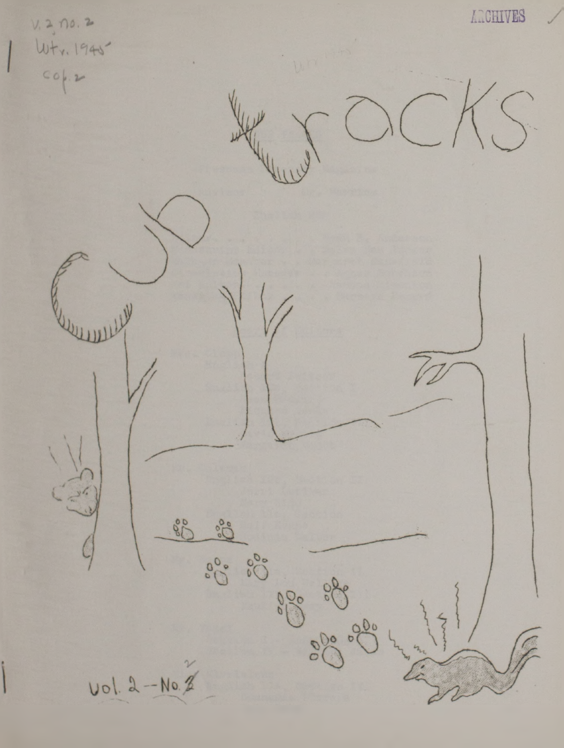v. 2, no. 2
Wtr. 1945
cop. 2

ARCHIVES

# Cub Tracks

Vol. 2 -- No. 2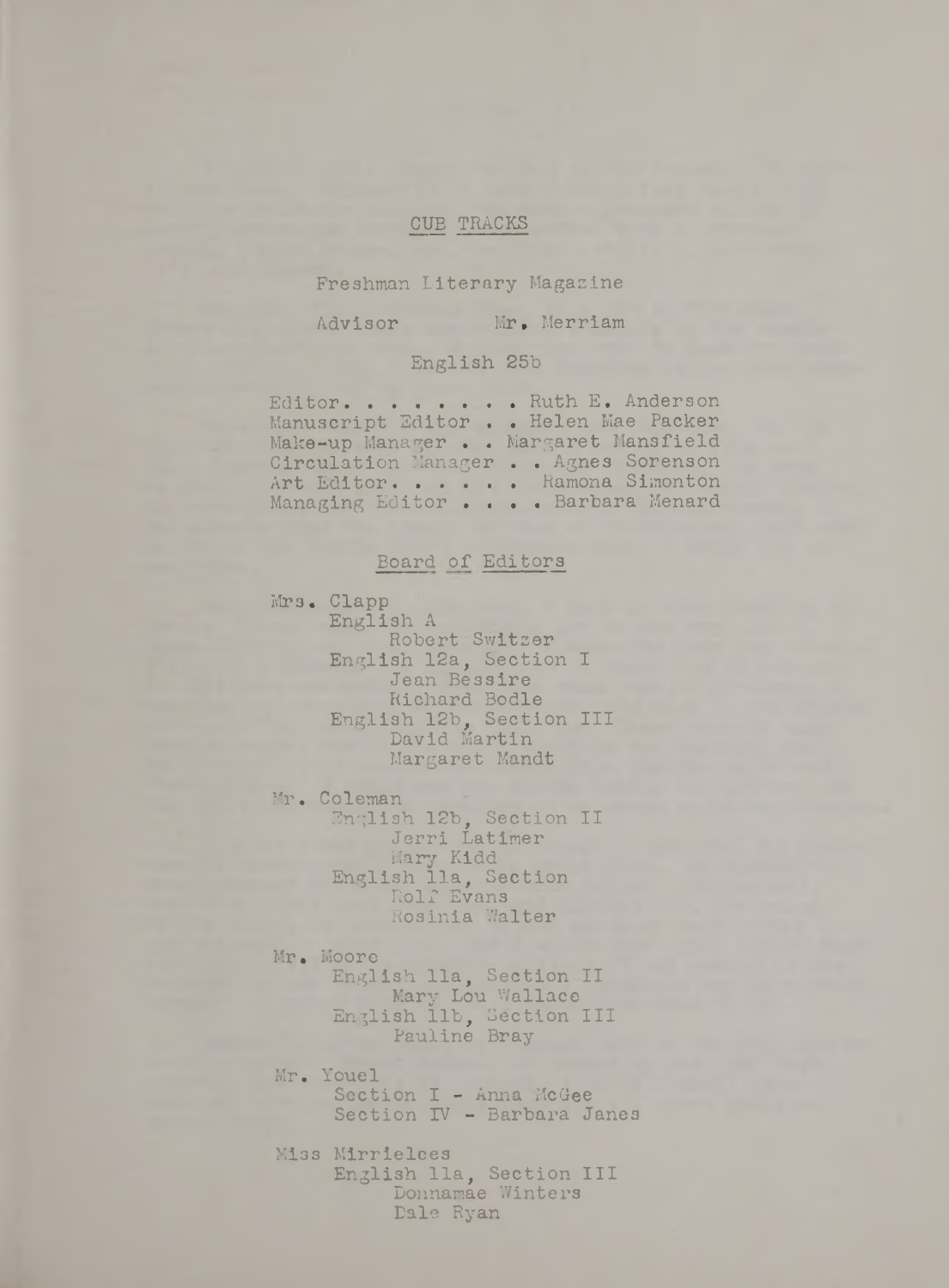# CUB TRACKS

Freshman Literary Magazine

Advisor Mr. Merriam

English 25b

Editor. . . . . . . . Ruth E. Anderson
Manuscript Editor . . Helen Mae Packer
Make-up Manager . . Margaret Mansfield
Circulation Manager . . Agnes Sorenson
Art Editor. . . . . . Ramona Simonton
Managing Editor . . . . Barbara Menard

## Board of Editors

Mrs. Clapp
- English A
  - Robert Switzer
- English 12a, Section I
  - Jean Bessire
  - Richard Bodle
- English 12b, Section III
  - David Martin
  - Margaret Mandt

Mr. Coleman
- English 12b, Section II
  - Jerri Latimer
  - Mary Kidd
- English 11a, Section
  - Rolf Evans
  - Rosinia Walter

Mr. Moore
- English 11a, Section II
  - Mary Lou Wallace
- English 11b, Section III
  - Pauline Bray

Mr. Youel
- Section I - Anna McGee
- Section IV - Barbara Janes

Miss Mirrielees
- English 11a, Section III
  - Donnamae Winters
  - Dale Ryan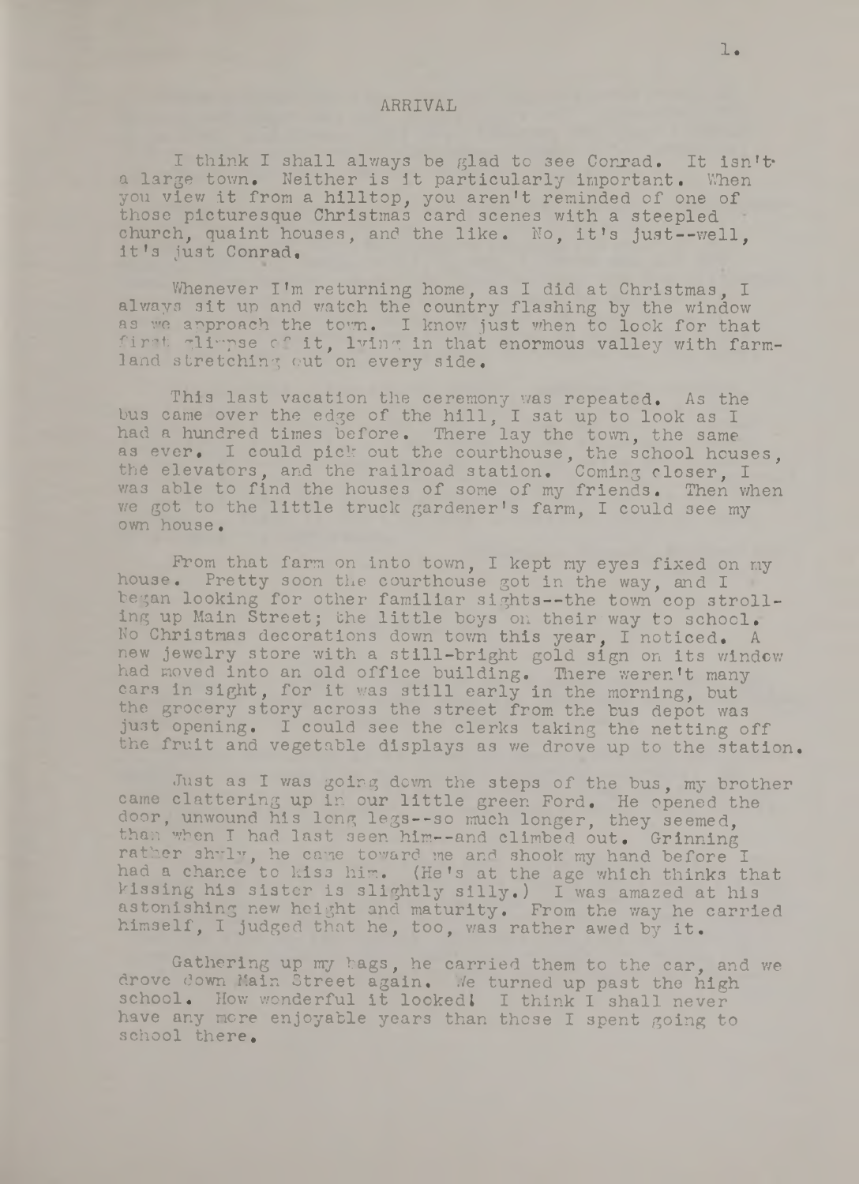## ARRIVAL

I think I shall always be glad to see Conrad. It isn't a large town. Neither is it particularly important. When you view it from a hilltop, you aren't reminded of one of those picturesque Christmas card scenes with a steepled church, quaint houses, and the like. No, it's just--well, it's just Conrad.

Whenever I'm returning home, as I did at Christmas, I always sit up and watch the country flashing by the window as we approach the town. I know just when to look for that first glimpse of it, lying in that enormous valley with farmland stretching out on every side.

This last vacation the ceremony was repeated. As the bus came over the edge of the hill, I sat up to look as I had a hundred times before. There lay the town, the same as ever. I could pick out the courthouse, the school houses, the elevators, and the railroad station. Coming closer, I was able to find the houses of some of my friends. Then when we got to the little truck gardener's farm, I could see my own house.

From that farm on into town, I kept my eyes fixed on my house. Pretty soon the courthouse got in the way, and I began looking for other familiar sights--the town cop strolling up Main Street; the little boys on their way to school. No Christmas decorations down town this year, I noticed. A new jewelry store with a still-bright gold sign on its window had moved into an old office building. There weren't many cars in sight, for it was still early in the morning, but the grocery story across the street from the bus depot was just opening. I could see the clerks taking the netting off the fruit and vegetable displays as we drove up to the station.

Just as I was going down the steps of the bus, my brother came clattering up in our little green Ford. He opened the door, unwound his long legs--so much longer, they seemed, than when I had last seen him--and climbed out. Grinning rather shyly, he came toward me and shook my hand before I had a chance to kiss him. (He's at the age which thinks that kissing his sister is slightly silly.) I was amazed at his astonishing new height and maturity. From the way he carried himself, I judged that he, too, was rather awed by it.

Gathering up my bags, he carried them to the car, and we drove down Main Street again. We turned up past the high school. How wonderful it looked! I think I shall never have any more enjoyable years than those I spent going to school there.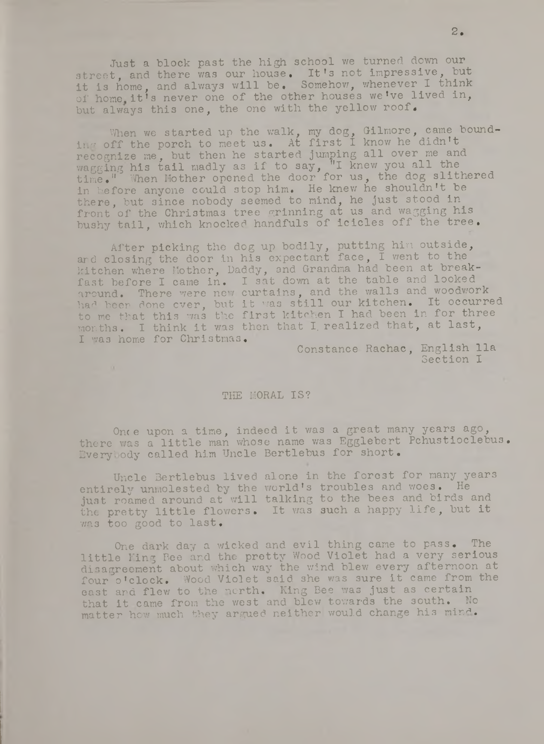Just a block past the high school we turned down our street, and there was our house. It's not impressive, but it is home, and always will be. Somehow, whenever I think of home, it's never one of the other houses we've lived in, but always this one, the one with the yellow roof.

When we started up the walk, my dog, Gilmore, came bounding off the porch to meet us. At first I know he didn't recognize me, but then he started jumping all over me and wagging his tail madly as if to say, "I knew you all the time." When Mother opened the door for us, the dog slithered in before anyone could stop him. He knew he shouldn't be there, but since nobody seemed to mind, he just stood in front of the Christmas tree grinning at us and wagging his bushy tail, which knocked handfuls of icicles off the tree.

After picking the dog up bodily, putting him outside, and closing the door in his expectant face, I went to the kitchen where Mother, Daddy, and Grandma had been at breakfast before I came in. I sat down at the table and looked around. There were new curtains, and the walls and woodwork had been done over, but it was still our kitchen. It occurred to me that this was the first kitchen I had been in for three months. I think it was then that I realized that, at last, I was home for Christmas.

Constance Rachac, English 11a
Section I

## THE MORAL IS?

Once upon a time, indeed it was a great many years ago, there was a little man whose name was Egglebert Pchustioclebus. Everybody called him Uncle Bertlebus for short.

Uncle Bertlebus lived alone in the forest for many years entirely unmolested by the world's troubles and woes. He just roamed around at will talking to the bees and birds and the pretty little flowers. It was such a happy life, but it was too good to last.

One dark day a wicked and evil thing came to pass. The little King Bee and the pretty Wood Violet had a very serious disagreement about which way the wind blew every afternoon at four o'clock. Wood Violet said she was sure it came from the east and flew to the north. King Bee was just as certain that it came from the west and blew towards the south. No matter how much they argued neither would change his mind.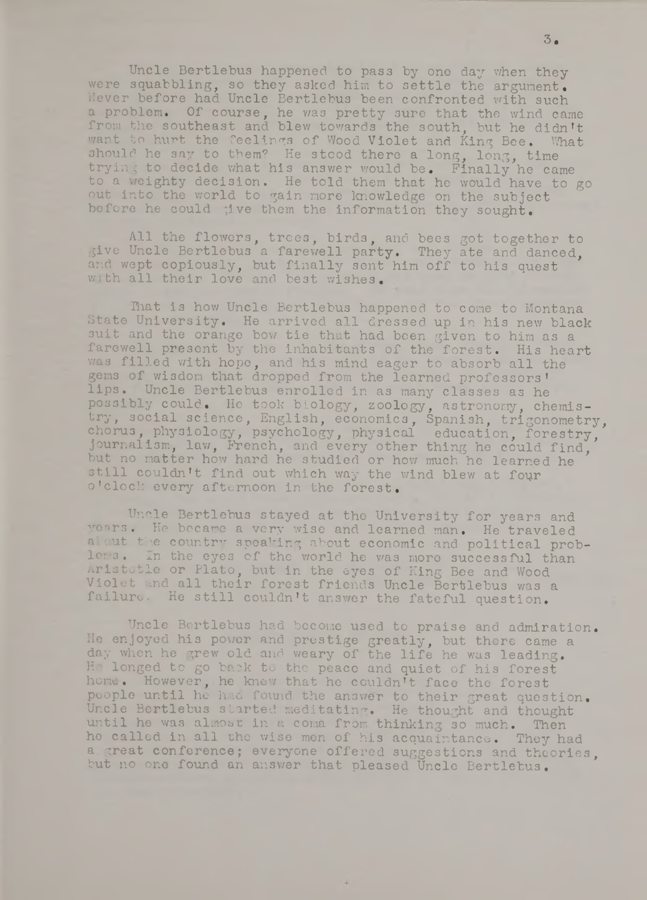Uncle Bertlebus happened to pass by one day when they were squabbling, so they asked him to settle the argument. Never before had Uncle Bertlebus been confronted with such a problem. Of course, he was pretty sure that the wind came from the southeast and blew towards the south, but he didn't want to hurt the feelings of Wood Violet and King Bee. What should he say to them? He stood there a long, long, time trying to decide what his answer would be. Finally he came to a weighty decision. He told them that he would have to go out into the world to gain more knowledge on the subject before he could give them the information they sought.

All the flowers, trees, birds, and bees got together to give Uncle Bertlebus a farewell party. They ate and danced, and wept copiously, but finally sent him off to his quest with all their love and best wishes.

That is how Uncle Bertlebus happened to come to Montana State University. He arrived all dressed up in his new black suit and the orange bow tie that had been given to him as a farewell present by the inhabitants of the forest. His heart was filled with hope, and his mind eager to absorb all the gems of wisdom that dropped from the learned professors' lips. Uncle Bertlebus enrolled in as many classes as he possibly could. He took biology, zoology, astronomy, chemistry, social science, English, economics, Spanish, trigonometry, chorus, physiology, psychology, physical education, forestry, journalism, law, French, and every other thing he could find, but no matter how hard he studied or how much he learned he still couldn't find out which way the wind blew at four o'clock every afternoon in the forest.

Uncle Bertlebus stayed at the University for years and years. He became a very wise and learned man. He traveled about the country speaking about economic and political problems. In the eyes of the world he was more successful than Aristotle or Plato, but in the eyes of King Bee and Wood Violet and all their forest friends Uncle Bertlebus was a failure. He still couldn't answer the fateful question.

Uncle Bertlebus had become used to praise and admiration. He enjoyed his power and prestige greatly, but there came a day when he grew old and weary of the life he was leading. He longed to go back to the peace and quiet of his forest home. However, he knew that he couldn't face the forest people until he had found the answer to their great question. Uncle Bertlebus started meditating. He thought and thought until he was almost in a coma from thinking so much. Then he called in all the wise men of his acquaintance. They had a great conference; everyone offered suggestions and theories, but no one found an answer that pleased Uncle Bertlebus.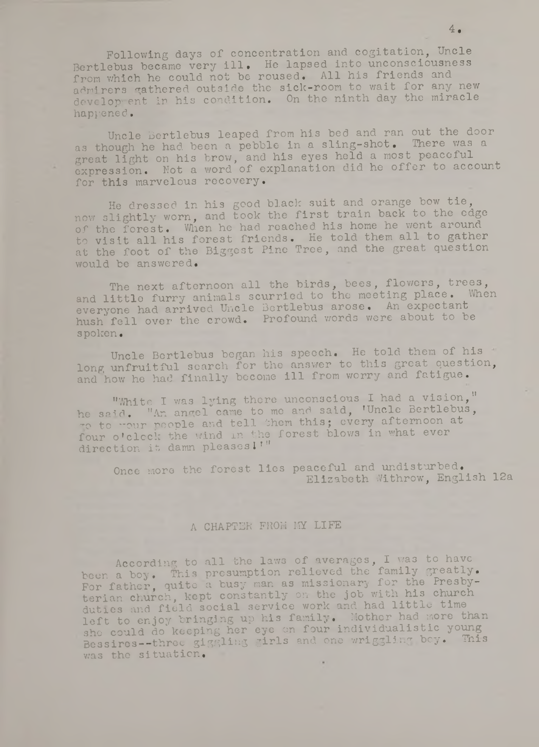Following days of concentration and cogitation, Uncle Bertlebus became very ill. He lapsed into unconsciousness from which he could not be roused. All his friends and admirers gathered outside the sick-room to wait for any new development in his condition. On the ninth day the miracle happened.

Uncle Bertlebus leaped from his bed and ran out the door as though he had been a pebble in a sling-shot. There was a great light on his brow, and his eyes held a most peaceful expression. Not a word of explanation did he offer to account for this marvelous recovery.

He dressed in his good black suit and orange bow tie, now slightly worn, and took the first train back to the edge of the forest. When he had reached his home he went around to visit all his forest friends. He told them all to gather at the foot of the Biggest Pine Tree, and the great question would be answered.

The next afternoon all the birds, bees, flowers, trees, and little furry animals scurried to the meeting place. When everyone had arrived Uncle Bertlebus arose. An expectant hush fell over the crowd. Profound words were about to be spoken.

Uncle Bertlebus began his speech. He told them of his long unfruitful search for the answer to this great question, and how he had finally become ill from worry and fatigue.

"While I was lying there unconscious I had a vision," he said. "An angel came to me and said, 'Uncle Bertlebus, go to your people and tell them this; every afternoon at four o'clock the wind in the forest blows in what ever direction it damn pleases!'"

Once more the forest lies peaceful and undisturbed.

Elizabeth Withrow, English 12a

## A CHAPTER FROM MY LIFE

According to all the laws of averages, I was to have been a boy. This presumption relieved the family greatly. For father, quite a busy man as missionary for the Presbyterian church, kept constantly on the job with his church duties and field social service work and had little time left to enjoy bringing up his family. Mother had more than she could do keeping her eye on four individualistic young Bessires--three giggling girls and one wriggling boy. This was the situation.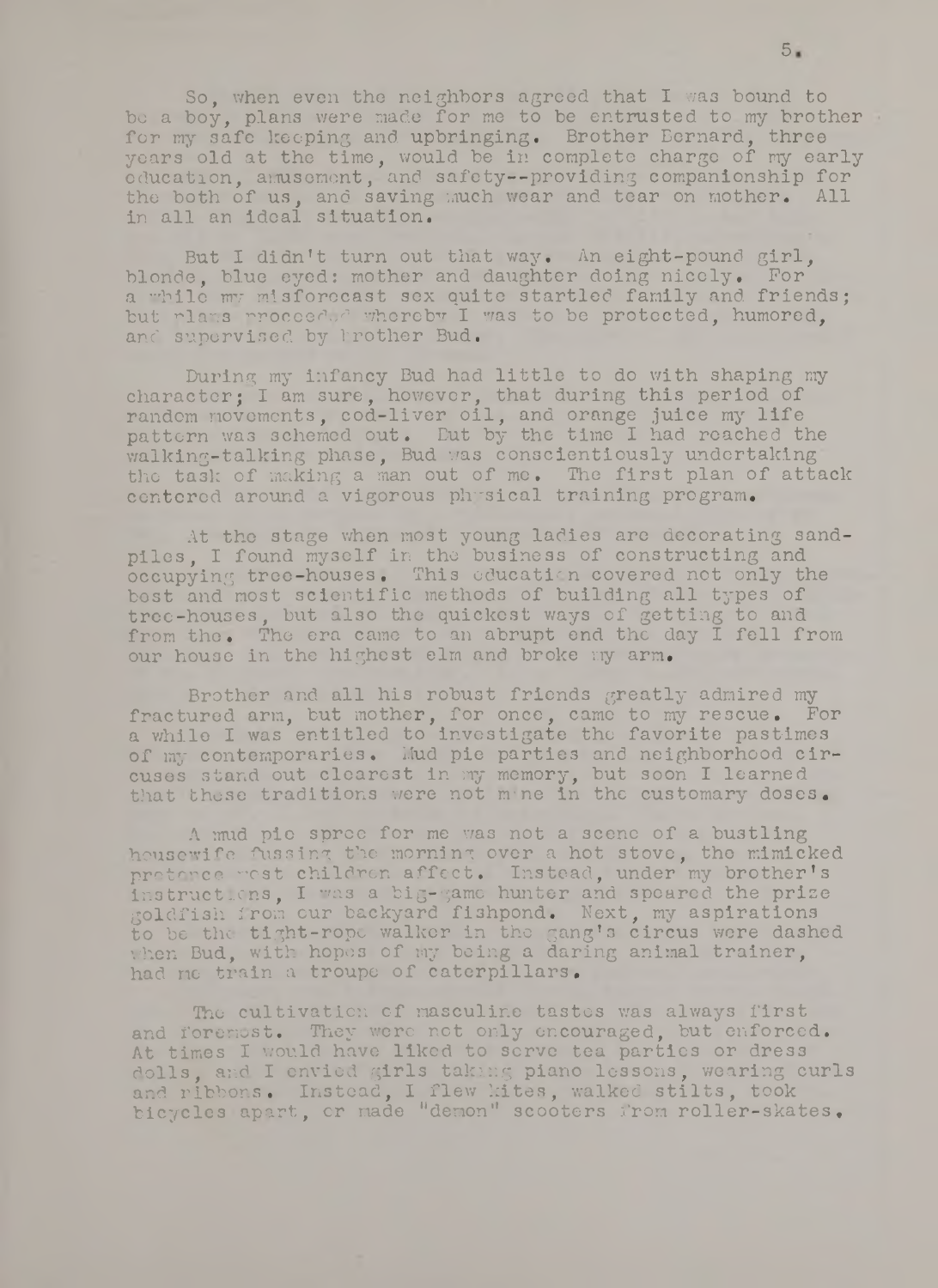So, when even the neighbors agreed that I was bound to be a boy, plans were made for me to be entrusted to my brother for my safe keeping and upbringing. Brother Bernard, three years old at the time, would be in complete charge of my early education, amusement, and safety--providing companionship for the both of us, and saving much wear and tear on mother. All in all an ideal situation.

But I didn't turn out that way. An eight-pound girl, blonde, blue eyed: mother and daughter doing nicely. For a while my misforecast sex quite startled family and friends; but plans proceeded whereby I was to be protected, humored, and supervised by brother Bud.

During my infancy Bud had little to do with shaping my character; I am sure, however, that during this period of random movements, cod-liver oil, and orange juice my life pattern was schemed out. But by the time I had reached the walking-talking phase, Bud was conscientiously undertaking the task of making a man out of me. The first plan of attack centered around a vigorous physical training program.

At the stage when most young ladies are decorating sand-piles, I found myself in the business of constructing and occupying tree-houses. This education covered not only the best and most scientific methods of building all types of tree-houses, but also the quickest ways of getting to and from the. The era came to an abrupt end the day I fell from our house in the highest elm and broke my arm.

Brother and all his robust friends greatly admired my fractured arm, but mother, for once, came to my rescue. For a while I was entitled to investigate the favorite pastimes of my contemporaries. Mud pie parties and neighborhood circuses stand out clearest in my memory, but soon I learned that these traditions were not mine in the customary doses.

A mud pie spree for me was not a scene of a bustling housewife fussing the morning over a hot stove, the mimicked pretence most children affect. Instead, under my brother's instructions, I was a big-game hunter and speared the prize goldfish from our backyard fishpond. Next, my aspirations to be the tight-rope walker in the gang's circus were dashed when Bud, with hopes of my being a daring animal trainer, had me train a troupe of caterpillars.

The cultivation of masculine tastes was always first and foremost. They were not only encouraged, but enforced. At times I would have liked to serve tea parties or dress dolls, and I envied girls taking piano lessons, wearing curls and ribbons. Instead, I flew kites, walked stilts, took bicycles apart, or made "demon" scooters from roller-skates.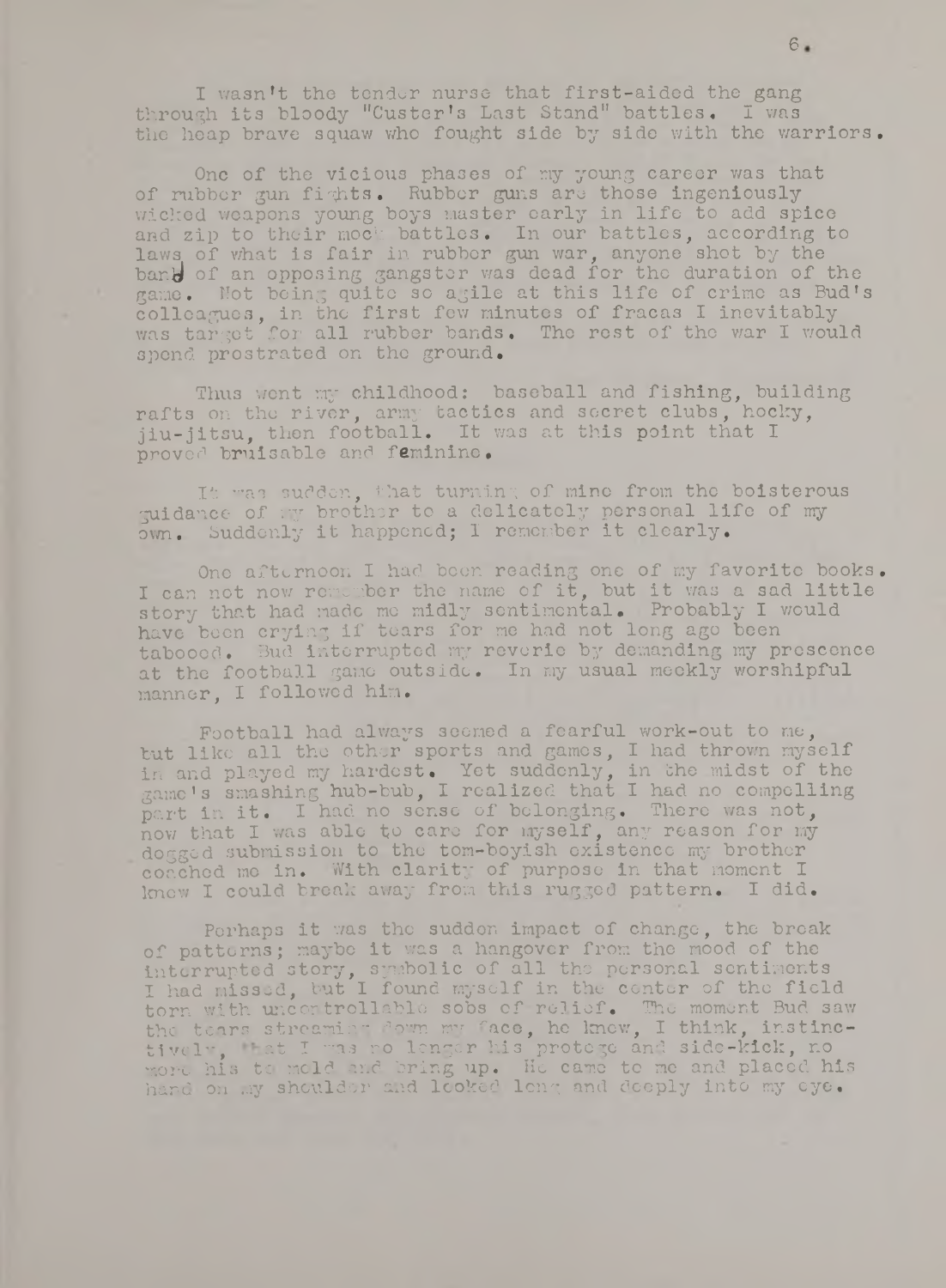I wasn't the tender nurse that first-aided the gang through its bloody "Custer's Last Stand" battles. I was the heap brave squaw who fought side by side with the warriors.

One of the vicious phases of my young career was that of rubber gun fights. Rubber guns are those ingeniously wicked weapons young boys master early in life to add spice and zip to their mock battles. In our battles, according to laws of what is fair in rubber gun war, anyone shot by the band of an opposing gangster was dead for the duration of the game. Not being quite so agile at this life of crime as Bud's colleagues, in the first few minutes of fracas I inevitably was target for all rubber bands. The rest of the war I would spend prostrated on the ground.

Thus went my childhood: baseball and fishing, building rafts on the river, army tactics and secret clubs, hocky, jiu-jitsu, then football. It was at this point that I proved bruisable and feminine.

It was sudden, that turning of mine from the boisterous guidance of my brother to a delicately personal life of my own. Suddenly it happened; I remember it clearly.

One afternoon I had been reading one of my favorite books. I can not now remember the name of it, but it was a sad little story that had made me midly sentimental. Probably I would have been crying if tears for me had not long ago been tabooed. Bud interrupted my reverie by demanding my prescence at the football game outside. In my usual meekly worshipful manner, I followed him.

Football had always seemed a fearful work-out to me, but like all the other sports and games, I had thrown myself in and played my hardest. Yet suddenly, in the midst of the game's smashing hub-bub, I realized that I had no compelling part in it. I had no sense of belonging. There was not, now that I was able to care for myself, any reason for my dogged submission to the tom-boyish existence my brother coached me in. With clarity of purpose in that moment I knew I could break away from this rugged pattern. I did.

Perhaps it was the sudden impact of change, the break of patterns; maybe it was a hangover from the mood of the interrupted story, symbolic of all the personal sentiments I had missed, but I found myself in the center of the field torn with uncontrollable sobs of relief. The moment Bud saw the tears streaming down my face, he knew, I think, instinctively, that I was no longer his protege and side-kick, no more his to mold and bring up. He came to me and placed his hand on my shoulder and looked long and deeply into my eye.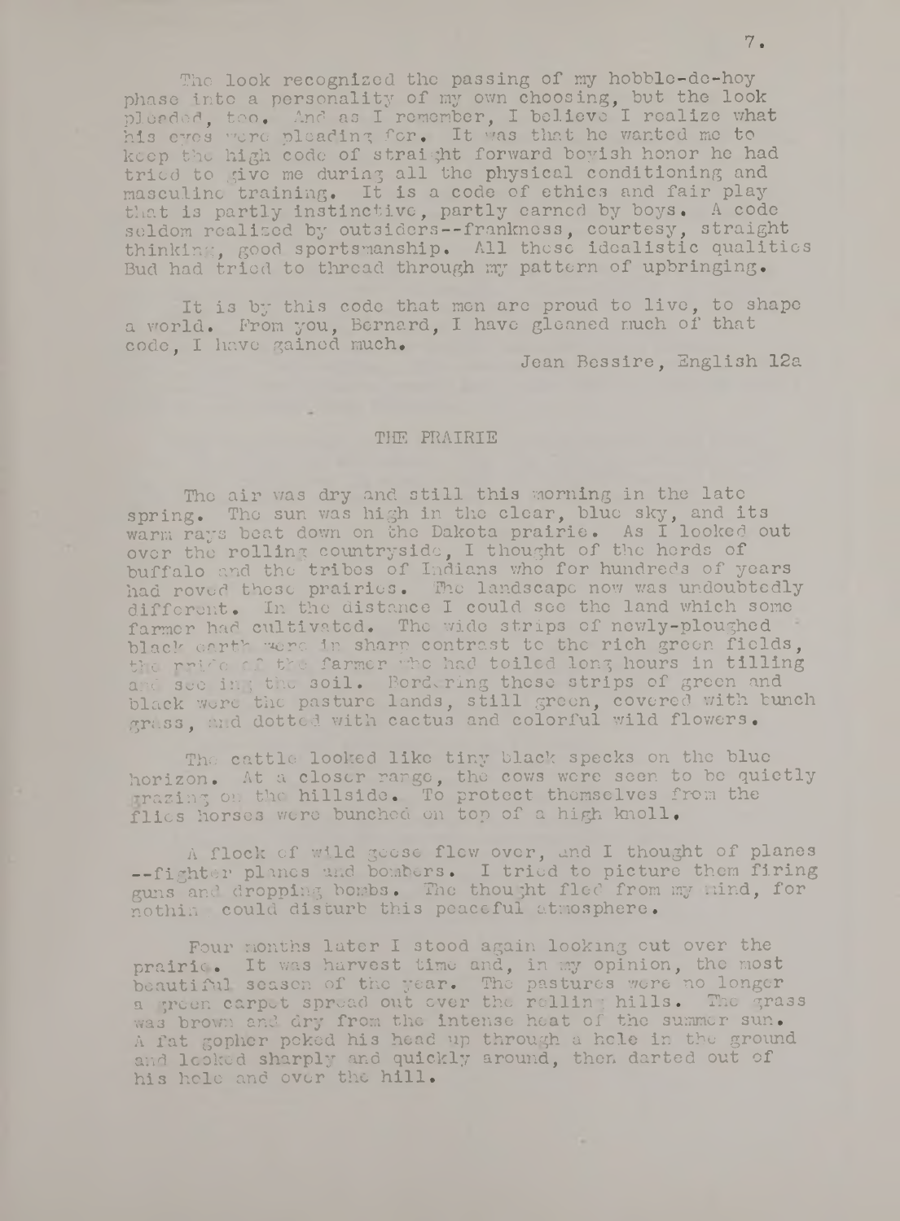The look recognized the passing of my hobble-de-hoy phase into a personality of my own choosing, but the look pleaded, too. And as I remember, I believe I realize what his eyes were pleading for. It was that he wanted me to keep the high code of straight forward boyish honor he had tried to give me during all the physical conditioning and masculine training. It is a code of ethics and fair play that is partly instinctive, partly earned by boys. A code seldom realized by outsiders--frankness, courtesy, straight thinking, good sportsmanship. All these idealistic qualities Bud had tried to thread through my pattern of upbringing.

It is by this code that men are proud to live, to shape a world. From you, Bernard, I have gleaned much of that code, I have gained much.

Jean Bessire, English 12a

## THE PRAIRIE

The air was dry and still this morning in the late spring. The sun was high in the clear, blue sky, and its warm rays beat down on the Dakota prairie. As I looked out over the rolling countryside, I thought of the herds of buffalo and the tribes of Indians who for hundreds of years had roved these prairies. The landscape now was undoubtedly different. In the distance I could see the land which some farmer had cultivated. The wide strips of newly-ploughed black earth were in sharp contrast to the rich green fields, the pride of the farmer who had toiled long hours in tilling and seeding the soil. Bordering these strips of green and black were the pasture lands, still green, covered with bunch grass, and dotted with cactus and colorful wild flowers.

The cattle looked like tiny black specks on the blue horizon. At a closer range, the cows were seen to be quietly grazing on the hillside. To protect themselves from the flies horses were bunched on top of a high knoll.

A flock of wild geese flew over, and I thought of planes --fighter planes and bombers. I tried to picture them firing guns and dropping bombs. The thought fled from my mind, for nothing could disturb this peaceful atmosphere.

Four months later I stood again looking out over the prairie. It was harvest time and, in my opinion, the most beautiful season of the year. The pastures were no longer a green carpet spread out over the rolling hills. The grass was brown and dry from the intense heat of the summer sun. A fat gopher poked his head up through a hole in the ground and looked sharply and quickly around, then darted out of his hole and over the hill.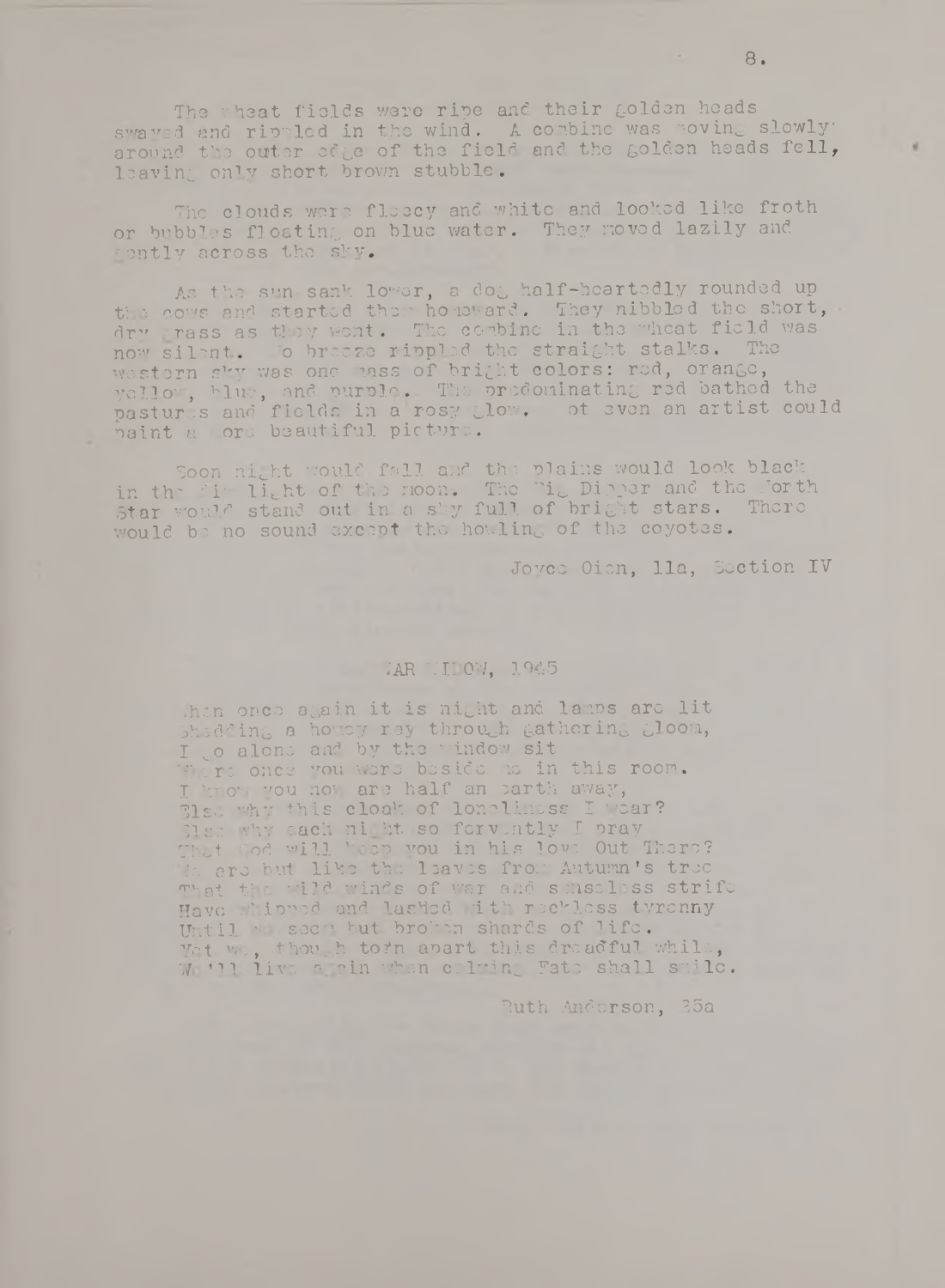The wheat fields were ripe and their golden heads swayed and rippled in the wind. A combine was moving slowly around the outer edge of the field and the golden heads fell, leaving only short brown stubble.

The clouds were fleecy and white and looked like froth or bubbles floating on blue water. They moved lazily and gently across the sky.

As the sun sank lower, a dog half-heartedly rounded up the cows and started them homeward. They nibbled the short, dry grass as they went. The combine in the wheat field was now silent. No breeze rippled the straight stalks. The western sky was one mass of bright colors: red, orange, yellow, blue, and purple. The predominating red bathed the pastures and fields in a rosy glow. Not even an artist could paint a more beautiful picture.

Soon night would fall and the plains would look black in the dim light of the moon. The Big Dipper and the North Star would stand out in a sky full of bright stars. There would be no sound except the howling of the coyotes.

Joyce Olson, 11a, Section IV

## WAR WIDOW, 1945

When once again it is night and lamps are lit  
Shedding a homey ray through gathering gloom,  
I go alone and by the window sit  
Where once you were beside me in this room.  
I know you now are half an earth away,  
Else why this cloak of loneliness I wear?  
Else why each night so fervently I pray  
That God will keep you in his love Out There?  
We are but like the leaves from Autumn's tree  
That the wild winds of war and senseless strife  
Have whipped and lashed with reckless tyranny  
Until we seem but broken shards of life.  
Yet we, though torn apart this dreadful while,  
We'll live again when calming Fate shall smile.

Ruth Anderson, 25a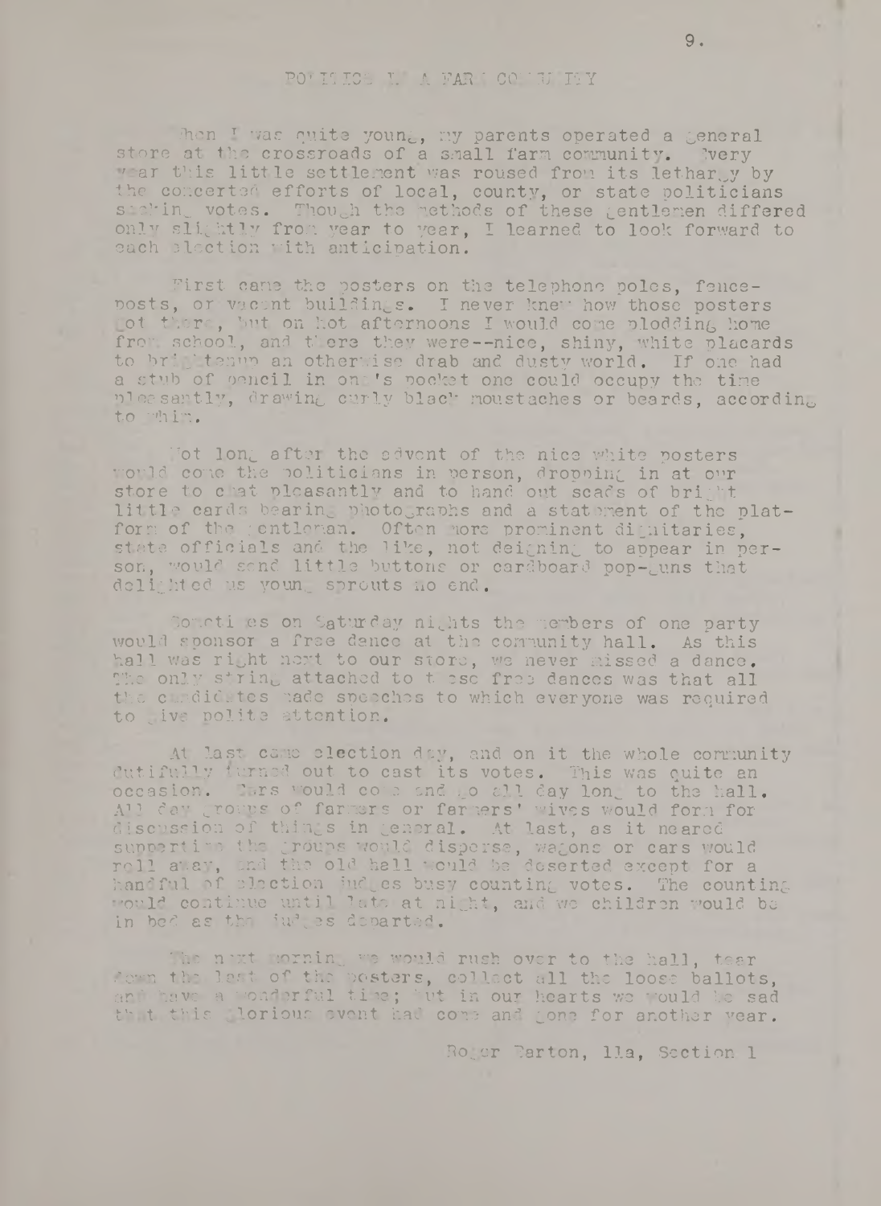## POLITICS IN A FARM COMMUNITY

When I was quite young, my parents operated a general store at the crossroads of a small farm community. Every year this little settlement was roused from its lethargy by the concerted efforts of local, county, or state politicians seeking votes. Though the methods of these gentlemen differed only slightly from year to year, I learned to look forward to each election with anticipation.

First came the posters on the telephone poles, fence-posts, or vacant buildings. I never knew how those posters got there, but on hot afternoons I would come plodding home from school, and there they were--nice, shiny, white placards to brighten up an otherwise drab and dusty world. If one had a stub of pencil in one's pocket one could occupy the time pleasantly, drawing curly black moustaches or beards, according to whim.

Not long after the advent of the nice white posters would come the politicians in person, dropping in at our store to chat pleasantly and to hand out scads of bright little cards bearing photographs and a statement of the platform of the gentleman. Often more prominent dignitaries, state officials and the like, not deigning to appear in person, would send little buttons or cardboard pop-guns that delighted us young sprouts no end.

Sometimes on Saturday nights the members of one party would sponsor a free dance at the community hall. As this hall was right next to our store, we never missed a dance. The only string attached to these free dances was that all the candidates made speeches to which everyone was required to give polite attention.

At last came election day, and on it the whole community dutifully turned out to cast its votes. This was quite an occasion. Cars would come and go all day long to the hall. All day groups of farmers or farmers' wives would form for discussion of things in general. At last, as it neared suppertime the groups would disperse, wagons or cars would roll away, and the old hall would be deserted except for a handful of election judges busy counting votes. The counting would continue until late at night, and we children would be in bed as the judges departed.

The next morning we would rush over to the hall, tear down the last of the posters, collect all the loose ballots, and have a wonderful time; but in our hearts we would be sad that this glorious event had come and gone for another year.

Roger Barton, 11a, Section 1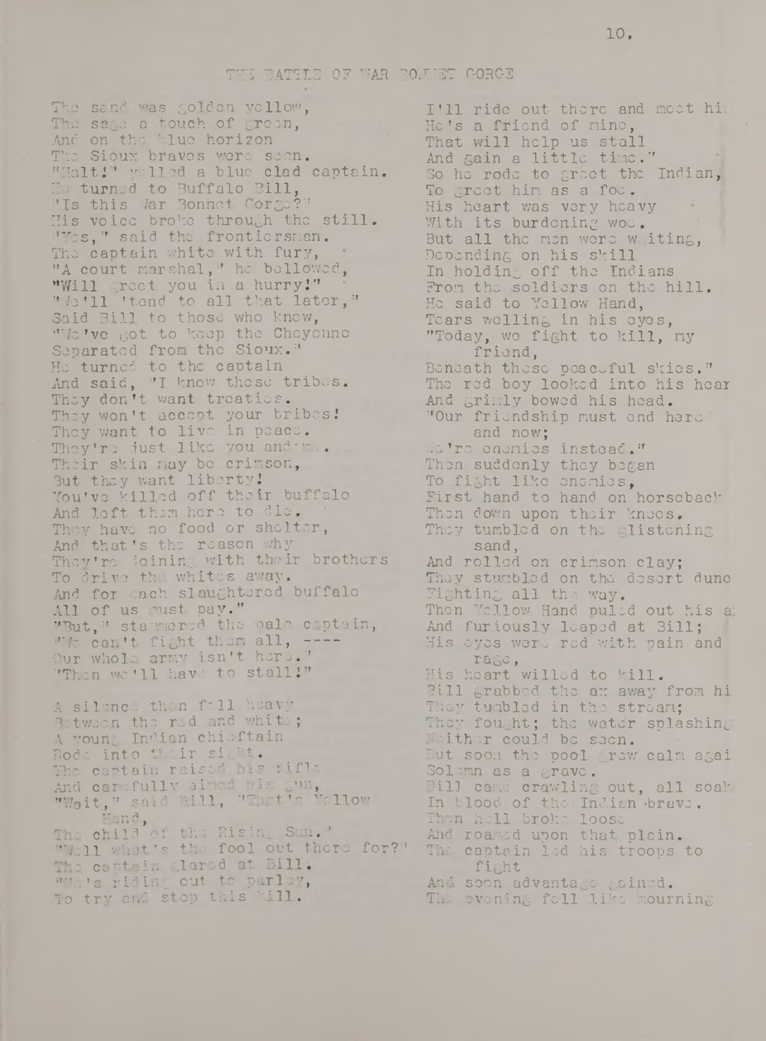# THE BATTLE OF WAR BONNET GORGE

The sand was golden yellow,
The sage a touch of green,
And on the blue horizon
The Sioux braves were seen.
"Halt!" yelled a blue clad captain.
He turned to Buffalo Bill,
"Is this War Bonnet Gorge?"
His voice broke through the still.
"Yes," said the frontiersman.
The captain white with fury,
"A court marshal," he bellowed,
"Will greet you in a hurry!"
"We'll 'tend to all that later,"
Said Bill to those who knew,
"We've got to keep the Cheyenne
Separated from the Sioux."
He turned to the captain
And said, "I know these tribes.
They don't want treaties.
They won't accept your bribes!
They want to live in peace.
They're just like you and me.
Their skin may be crimson,
But they want liberty!
You've killed off their buffalo
And left them here to die.
They have no food or shelter,
And that's the reason why
They're joining with their brothers
To drive the whites away.
And for each slaughtered buffalo
All of us must pay."
"But," stammered the pale captain,
"We can't fight them all, ----
Our whole army isn't here."
"Then we'll have to stall!"

A silence then fell heavy
Between the red and white;
A young Indian chieftain
Rode into their sight.
The captain raised his rifle
And carefully aimed his gun,
"Wait," said Bill, "That's Yellow
Hand,
The child of the Rising Sun."
"Well what's the fool out there for?"
The captain glared at Bill.
"He's riding out to parley,
To try and stop this kill.
I'll ride out there and meet hi
He's a friend of mine,
That will help us stall
And gain a little time."
So he rode to greet the Indian,
To greet him as a foe.
His heart was very heavy
With its burdening woe.
But all the men were waiting,
Depending on his skill
In holding off the Indians
From the soldiers on the hill.
He said to Yellow Hand,
Tears welling in his eyes,
"Today, we fight to kill, my
friend,
Beneath these peaceful skies."
The red boy looked into his hear
And grimly bowed his head.
"Our friendship must end here
and now;
We're enemies instead."
Then suddenly they began
To fight like enemies,
First hand to hand on horseback
Then down upon their knees.
They tumbled on the glistening
sand,
And rolled on crimson clay;
They stumbled on the desert dune
Fighting all the way.
Then Yellow Hand pulled out his a
And furiously leaped at Bill;
His eyes were red with pain and
rage,
His heart willed to kill.
Bill grabbed the ax away from hi
They tumbled in the stream;
They fought; the water splashing
Neither could be seen.
But soon the pool grew calm agai
Solemn as a grave.
Bill came crawling out, all soak
In blood of the Indian brave.
Then hell broke loose
And roared upon that plain.
The captain led his troops to
fight
And soon advantage gained.
The evening fell like mourning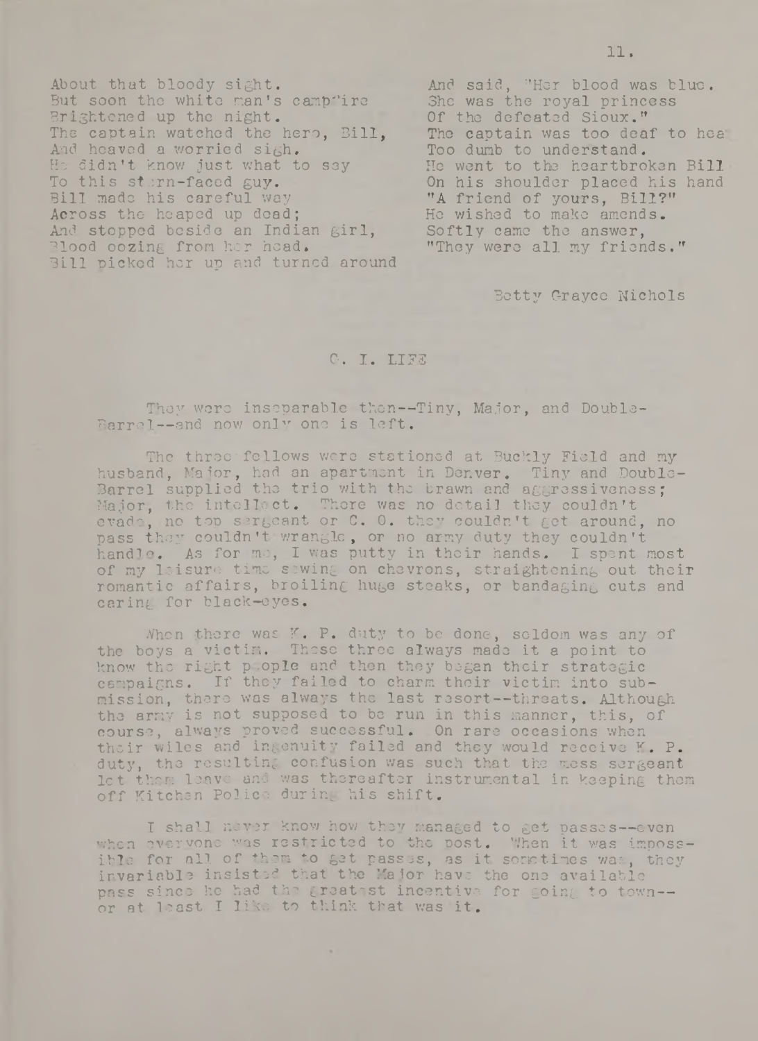About that bloody sight.
But soon the white man's campfire
Brightened up the night.
The captain watched the hero, Bill,
And heaved a worried sigh.
He didn't know just what to say
To this stern-faced guy.
Bill made his careful way
Across the heaped up dead;
And stopped beside an Indian girl,
Blood oozing from her head.
Bill picked her up and turned around
And said, "Her blood was blue.
She was the royal princess
Of the defeated Sioux."
The captain was too deaf to hear
Too dumb to understand.
He went to the heartbroken Bill
On his shoulder placed his hand
"A friend of yours, Bill?"
He wished to make amends.
Softly came the answer,
"They were all my friends."

Betty Grayce Nichols

## G. I. LIFE

They were inseparable then--Tiny, Major, and Double-Barrel--and now only one is left.

The three fellows were stationed at Buckly Field and my husband, Major, had an apartment in Denver. Tiny and Double-Barrel supplied the trio with the brawn and aggressiveness; Major, the intellect. There was no detail they couldn't evade, no top sergeant or C. O. they couldn't get around, no pass they couldn't wrangle, or no army duty they couldn't handle. As for me, I was putty in their hands. I spent most of my leisure time sewing on chevrons, straightening out their romantic affairs, broiling huge steaks, or bandaging cuts and caring for black-eyes.

When there was K. P. duty to be done, seldom was any of the boys a victim. These three always made it a point to know the right people and then they began their strategic campaigns. If they failed to charm their victim into submission, there was always the last resort--threats. Although the army is not supposed to be run in this manner, this, of course, always proved successful. On rare occasions when their wiles and ingenuity failed and they would receive K. P. duty, the resulting confusion was such that the mess sergeant let them leave and was thereafter instrumental in keeping them off Kitchen Police during his shift.

I shall never know how they managed to get passes--even when everyone was restricted to the post. When it was impossible for all of them to get passes, as it sometimes was, they invariable insisted that the Major have the one available pass since he had the greatest incentive for going to town--or at least I like to think that was it.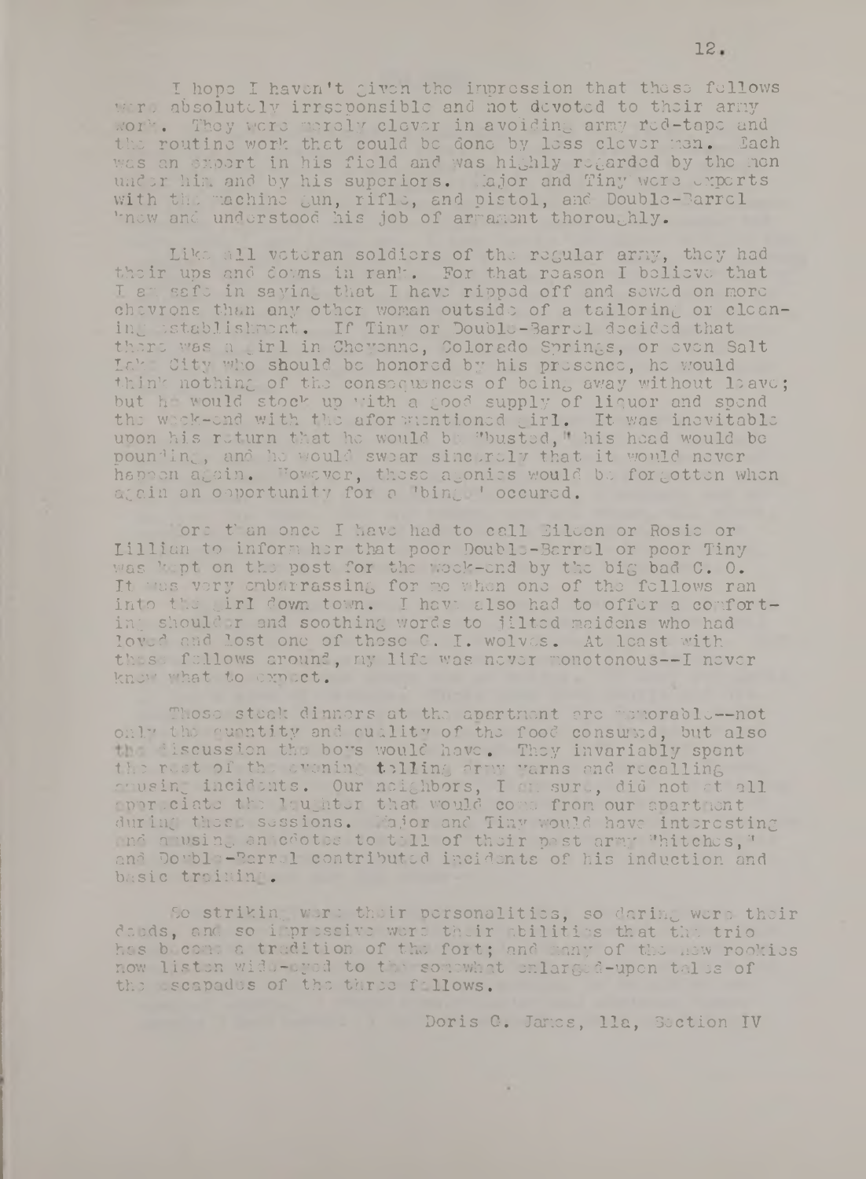I hope I haven't given the impression that these fellows were absolutely irresponsible and not devoted to their army work. They were merely clever in avoiding army red-tape and the routine work that could be done by less clever men. Each was an expert in his field and was highly regarded by the men under him and by his superiors. Major and Tiny were experts with the machine gun, rifle, and pistol, and Double-Barrel knew and understood his job of armament thoroughly.

Like all veteran soldiers of the regular army, they had their ups and downs in rank. For that reason I believe that I am safe in saying that I have ripped off and sewed on more chevrons than any other woman outside of a tailoring or cleaning establishment. If Tiny or Double-Barrel decided that there was a girl in Cheyenne, Colorado Springs, or even Salt Lake City who should be honored by his presence, he would think nothing of the consequences of being away without leave; but he would stock up with a good supply of liquor and spend the week-end with the aforementioned girl. It was inevitable upon his return that he would be "busted," his head would be pounding, and he would swear sincerely that it would never happen again. However, these agonies would be forgotten when again an opportunity for a "binge" occured.

More than once I have had to call Eileen or Rosie or Lillian to inform her that poor Double-Barrel or poor Tiny was kept on the post for the week-end by the big bad C. O. It was very embarrassing for me when one of the fellows ran into the girl down town. I have also had to offer a comforting shoulder and soothing words to jilted maidens who had loved and lost one of these G. I. wolves. At least with these fellows around, my life was never monotonous--I never knew what to expect.

Those steak dinners at the apartment are memorable--not only the quantity and quality of the food consumed, but also the discussion the boys would have. They invariably spent the rest of the evening telling army yarns and recalling amusing incidents. Our neighbors, I am sure, did not at all appreciate the laughter that would come from our apartment during these sessions. Major and Tiny would have interesting and amusing anecdotes to tell of their past army "hitches," and Double-Barrel contributed incidents of his induction and basic training.

So striking were their personalities, so daring were their deeds, and so impressive were their abilities that the trio has become a tradition of the fort; and many of the new rookies now listen wide-eyed to the somewhat enlarged-upon tales of the escapades of the three fellows.

Doris G. James, 11a, Section IV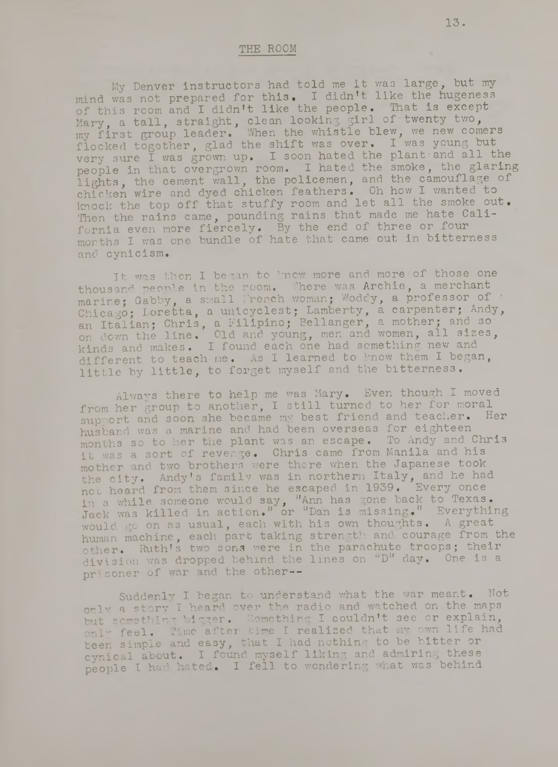## THE ROOM

My Denver instructors had told me it was large, but my mind was not prepared for this. I didn't like the hugeness of this room and I didn't like the people. That is except Mary, a tall, straight, clean looking girl of twenty two, my first group leader. When the whistle blew, we new comers flocked together, glad the shift was over. I was young but very sure I was grown up. I soon hated the plant and all the people in that overgrown room. I hated the smoke, the glaring lights, the cement wall, the policemen, and the camouflage of chicken wire and dyed chicken feathers. Oh how I wanted to knock the top off that stuffy room and let all the smoke out. Then the rains came, pounding rains that made me hate California even more fiercely. By the end of three or four months I was one bundle of hate that came out in bitterness and cynicism.

It was then I began to know more and more of those one thousand people in the room. There was Archie, a merchant marine; Gabby, a small French woman; Woddy, a professor of Chicago; Loretta, a unicyclest; Lamberty, a carpenter; Andy, an Italian; Chris, a Filipino; Bellanger, a mother; and so on down the line. Old and young, men and women, all sizes, kinds and makes. I found each one had something new and different to teach me. As I learned to know them I began, little by little, to forget myself and the bitterness.

Always there to help me was Mary. Even though I moved from her group to another, I still turned to her for moral support and soon she became my best friend and teacher. Her husband was a marine and had been overseas for eighteen months so to her the plant was an escape. To Andy and Chris it was a sort of revenge. Chris came from Manila and his mother and two brothers were there when the Japanese took the city. Andy's family was in northern Italy, and he had not heard from them since he escaped in 1939. Every once in a while someone would say, "Ann has gone back to Texas. Jack was killed in action." or "Dan is missing." Everything would go on as usual, each with his own thoughts. A great human machine, each part taking strength and courage from the other. Ruth's two sons were in the parachute troops; their division was dropped behind the lines on "D" day. One is a prisoner of war and the other--

Suddenly I began to understand what the war meant. Not only a story I heard over the radio and watched on the maps but something bigger. Something I couldn't see or explain, only feel. Time after time I realized that my own life had been simple and easy, that I had nothing to be bitter or cynical about. I found myself liking and admiring these people I had hated. I fell to wondering what was behind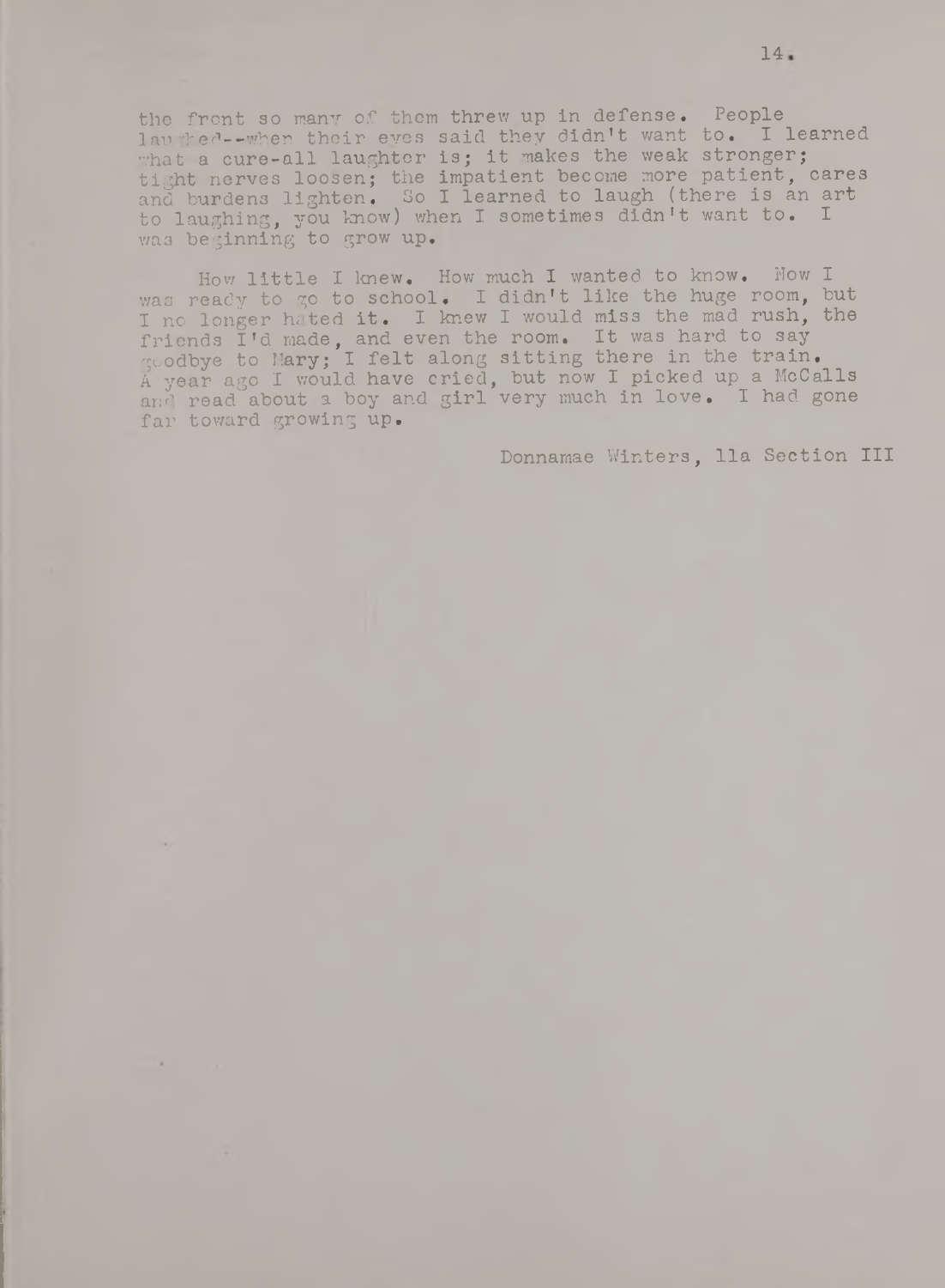the front so many of them threw up in defense. People laughed--when their eyes said they didn't want to. I learned what a cure-all laughter is; it makes the weak stronger; tight nerves loosen; the impatient become more patient, cares and burdens lighten. So I learned to laugh (there is an art to laughing, you know) when I sometimes didn't want to. I was beginning to grow up.

How little I knew. How much I wanted to know. Now I was ready to go to school. I didn't like the huge room, but I no longer hated it. I knew I would miss the mad rush, the friends I'd made, and even the room. It was hard to say goodbye to Mary; I felt along sitting there in the train. A year ago I would have cried, but now I picked up a McCalls and read about a boy and girl very much in love. I had gone far toward growing up.

Donnamae Winters, 11a Section III